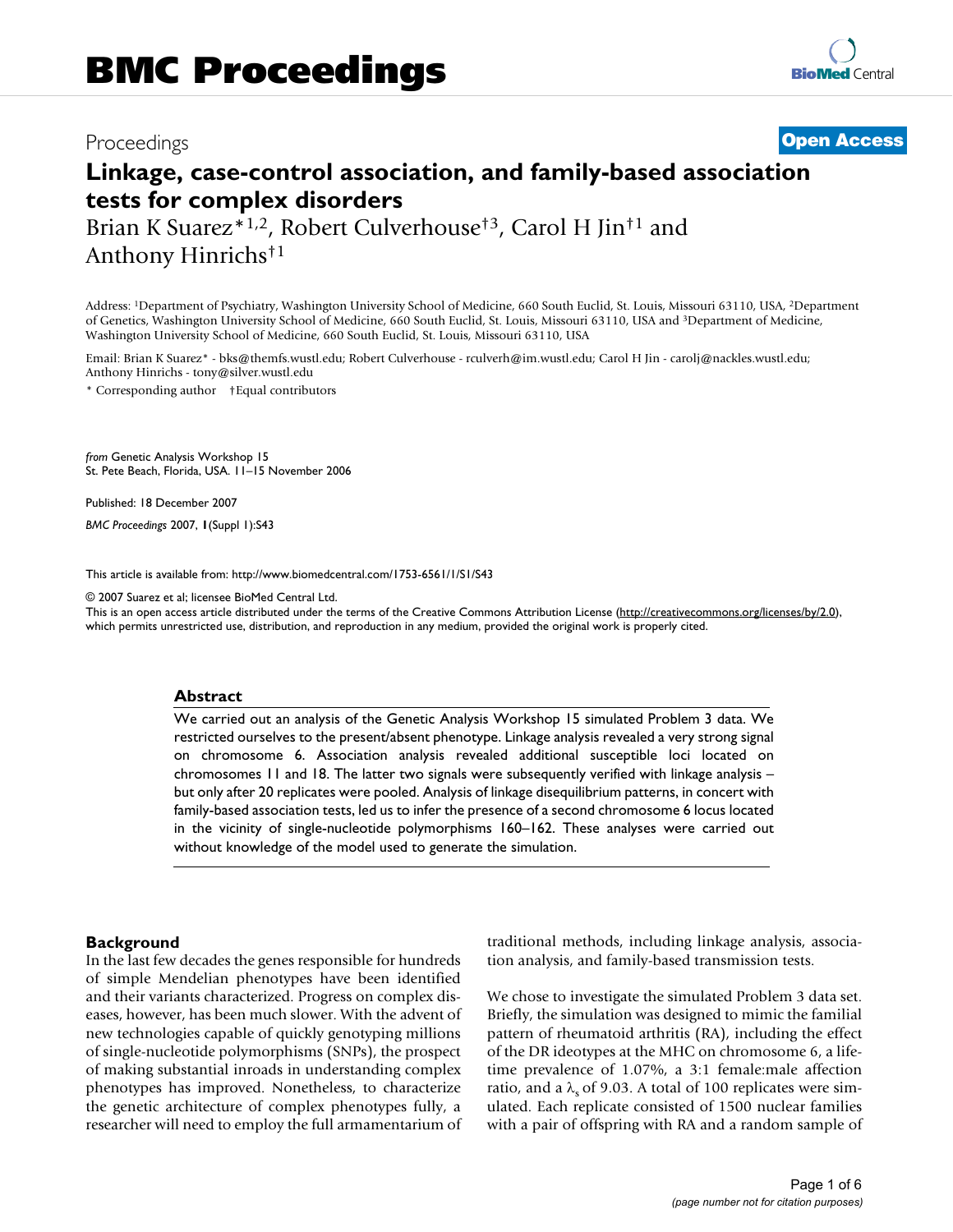Proceedings **Open Access**

# Linkage, case-control association, and family-based association tests for complex disorders

Brian K Suarez*[1,2], Robert Culverhouse†[3], Carol H Jin†[1] and Anthony Hinrichs†[1]

Address: [1]Department of Psychiatry, Washington University School of Medicine, 660 South Euclid, St. Louis, Missouri 63110, USA, [2]Department of Genetics, Washington University School of Medicine, 660 South Euclid, St. Louis, Missouri 63110, USA and [3]Department of Medicine, Washington University School of Medicine, 660 South Euclid, St. Louis, Missouri 63110, USA

Email: Brian K Suarez* - bks@themfs.wustl.edu; Robert Culverhouse - rculverh@im.wustl.edu; Carol H Jin - carolj@nackles.wustl.edu; Anthony Hinrichs - tony@silver.wustl.edu

\* Corresponding author †Equal contributors

*from* Genetic Analysis Workshop 15
St. Pete Beach, Florida, USA. 11–15 November 2006

Published: 18 December 2007

*BMC Proceedings* 2007, **1**(Suppl 1):S43

This article is available from: http://www.biomedcentral.com/1753-6561/1/S1/S43

© 2007 Suarez et al; licensee BioMed Central Ltd.
This is an open access article distributed under the terms of the Creative Commons Attribution License (http://creativecommons.org/licenses/by/2.0), which permits unrestricted use, distribution, and reproduction in any medium, provided the original work is properly cited.

## Abstract

We carried out an analysis of the Genetic Analysis Workshop 15 simulated Problem 3 data. We restricted ourselves to the present/absent phenotype. Linkage analysis revealed a very strong signal on chromosome 6. Association analysis revealed additional susceptible loci located on chromosomes 11 and 18. The latter two signals were subsequently verified with linkage analysis – but only after 20 replicates were pooled. Analysis of linkage disequilibrium patterns, in concert with family-based association tests, led us to infer the presence of a second chromosome 6 locus located in the vicinity of single-nucleotide polymorphisms 160–162. These analyses were carried out without knowledge of the model used to generate the simulation.

## Background

In the last few decades the genes responsible for hundreds of simple Mendelian phenotypes have been identified and their variants characterized. Progress on complex diseases, however, has been much slower. With the advent of new technologies capable of quickly genotyping millions of single-nucleotide polymorphisms (SNPs), the prospect of making substantial inroads in understanding complex phenotypes has improved. Nonetheless, to characterize the genetic architecture of complex phenotypes fully, a researcher will need to employ the full armamentarium of traditional methods, including linkage analysis, association analysis, and family-based transmission tests.

We chose to investigate the simulated Problem 3 data set. Briefly, the simulation was designed to mimic the familial pattern of rheumatoid arthritis (RA), including the effect of the DR ideotypes at the MHC on chromosome 6, a lifetime prevalence of 1.07%, a 3:1 female:male affection ratio, and a $\lambda_s$ of 9.03. A total of 100 replicates were simulated. Each replicate consisted of 1500 nuclear families with a pair of offspring with RA and a random sample of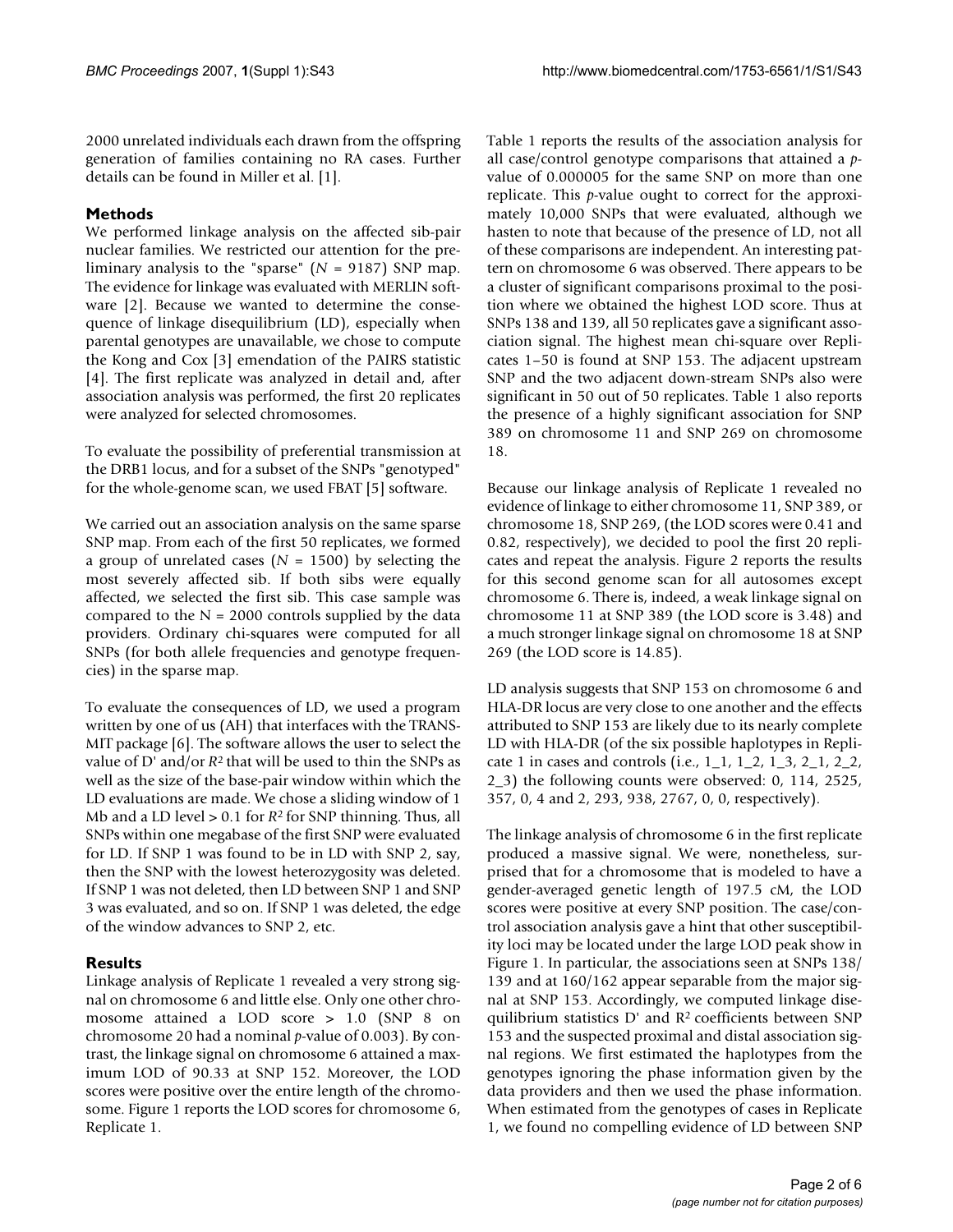2000 unrelated individuals each drawn from the offspring generation of families containing no RA cases. Further details can be found in Miller et al. [1].

## Methods

We performed linkage analysis on the affected sib-pair nuclear families. We restricted our attention for the preliminary analysis to the "sparse" ($N$ = 9187) SNP map. The evidence for linkage was evaluated with MERLIN software [2]. Because we wanted to determine the consequence of linkage disequilibrium (LD), especially when parental genotypes are unavailable, we chose to compute the Kong and Cox [3] emendation of the PAIRS statistic [4]. The first replicate was analyzed in detail and, after association analysis was performed, the first 20 replicates were analyzed for selected chromosomes.

To evaluate the possibility of preferential transmission at the DRB1 locus, and for a subset of the SNPs "genotyped" for the whole-genome scan, we used FBAT [5] software.

We carried out an association analysis on the same sparse SNP map. From each of the first 50 replicates, we formed a group of unrelated cases ($N$ = 1500) by selecting the most severely affected sib. If both sibs were equally affected, we selected the first sib. This case sample was compared to the N = 2000 controls supplied by the data providers. Ordinary chi-squares were computed for all SNPs (for both allele frequencies and genotype frequencies) in the sparse map.

To evaluate the consequences of LD, we used a program written by one of us (AH) that interfaces with the TRANSMIT package [6]. The software allows the user to select the value of D' and/or $R^2$ that will be used to thin the SNPs as well as the size of the base-pair window within which the LD evaluations are made. We chose a sliding window of 1 Mb and a LD level > 0.1 for $R^2$ for SNP thinning. Thus, all SNPs within one megabase of the first SNP were evaluated for LD. If SNP 1 was found to be in LD with SNP 2, say, then the SNP with the lowest heterozygosity was deleted. If SNP 1 was not deleted, then LD between SNP 1 and SNP 3 was evaluated, and so on. If SNP 1 was deleted, the edge of the window advances to SNP 2, etc.

## Results

Linkage analysis of Replicate 1 revealed a very strong signal on chromosome 6 and little else. Only one other chromosome attained a LOD score > 1.0 (SNP 8 on chromosome 20 had a nominal $p$-value of 0.003). By contrast, the linkage signal on chromosome 6 attained a maximum LOD of 90.33 at SNP 152. Moreover, the LOD scores were positive over the entire length of the chromosome. Figure 1 reports the LOD scores for chromosome 6, Replicate 1.

Table 1 reports the results of the association analysis for all case/control genotype comparisons that attained a $p$-value of 0.000005 for the same SNP on more than one replicate. This $p$-value ought to correct for the approximately 10,000 SNPs that were evaluated, although we hasten to note that because of the presence of LD, not all of these comparisons are independent. An interesting pattern on chromosome 6 was observed. There appears to be a cluster of significant comparisons proximal to the position where we obtained the highest LOD score. Thus at SNPs 138 and 139, all 50 replicates gave a significant association signal. The highest mean chi-square over Replicates 1–50 is found at SNP 153. The adjacent upstream SNP and the two adjacent down-stream SNPs also were significant in 50 out of 50 replicates. Table 1 also reports the presence of a highly significant association for SNP 389 on chromosome 11 and SNP 269 on chromosome 18.

Because our linkage analysis of Replicate 1 revealed no evidence of linkage to either chromosome 11, SNP 389, or chromosome 18, SNP 269, (the LOD scores were 0.41 and 0.82, respectively), we decided to pool the first 20 replicates and repeat the analysis. Figure 2 reports the results for this second genome scan for all autosomes except chromosome 6. There is, indeed, a weak linkage signal on chromosome 11 at SNP 389 (the LOD score is 3.48) and a much stronger linkage signal on chromosome 18 at SNP 269 (the LOD score is 14.85).

LD analysis suggests that SNP 153 on chromosome 6 and HLA-DR locus are very close to one another and the effects attributed to SNP 153 are likely due to its nearly complete LD with HLA-DR (of the six possible haplotypes in Replicate 1 in cases and controls (i.e., 1_1, 1_2, 1_3, 2_1, 2_2, 2_3) the following counts were observed: 0, 114, 2525, 357, 0, 4 and 2, 293, 938, 2767, 0, 0, respectively).

The linkage analysis of chromosome 6 in the first replicate produced a massive signal. We were, nonetheless, surprised that for a chromosome that is modeled to have a gender-averaged genetic length of 197.5 cM, the LOD scores were positive at every SNP position. The case/control association analysis gave a hint that other susceptibility loci may be located under the large LOD peak show in Figure 1. In particular, the associations seen at SNPs 138/139 and at 160/162 appear separable from the major signal at SNP 153. Accordingly, we computed linkage disequilibrium statistics D' and $R^2$ coefficients between SNP 153 and the suspected proximal and distal association signal regions. We first estimated the haplotypes from the genotypes ignoring the phase information given by the data providers and then we used the phase information. When estimated from the genotypes of cases in Replicate 1, we found no compelling evidence of LD between SNP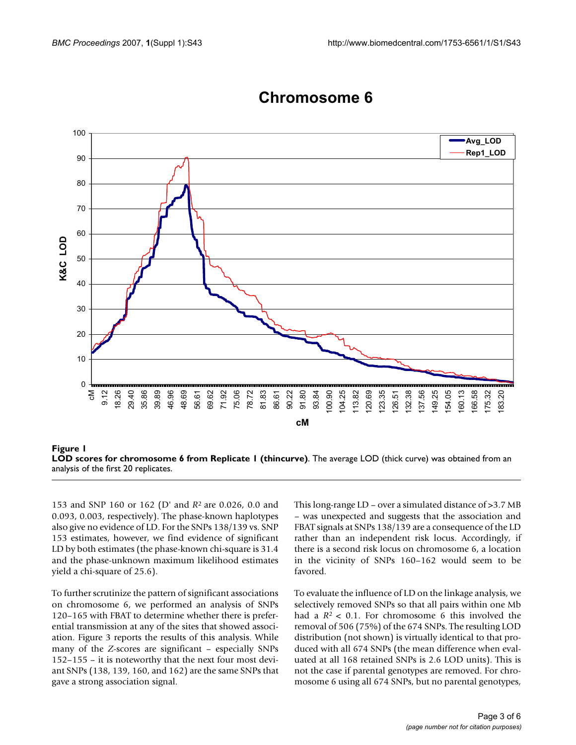**Figure 1**
**LOD scores for chromosome 6 from Replicate 1 (thincurve)**. The average LOD (thick curve) was obtained from an analysis of the first 20 replicates.

153 and SNP 160 or 162 (D' and $R^2$ are 0.026, 0.0 and 0.093, 0.003, respectively). The phase-known haplotypes also give no evidence of LD. For the SNPs 138/139 vs. SNP 153 estimates, however, we find evidence of significant LD by both estimates (the phase-known chi-square is 31.4 and the phase-unknown maximum likelihood estimates yield a chi-square of 25.6).

To further scrutinize the pattern of significant associations on chromosome 6, we performed an analysis of SNPs 120–165 with FBAT to determine whether there is preferential transmission at any of the sites that showed association. Figure 3 reports the results of this analysis. While many of the *Z*-scores are significant – especially SNPs 152–155 – it is noteworthy that the next four most deviant SNPs (138, 139, 160, and 162) are the same SNPs that gave a strong association signal.

This long-range LD – over a simulated distance of >3.7 MB – was unexpected and suggests that the association and FBAT signals at SNPs 138/139 are a consequence of the LD rather than an independent risk locus. Accordingly, if there is a second risk locus on chromosome 6, a location in the vicinity of SNPs 160–162 would seem to be favored.

To evaluate the influence of LD on the linkage analysis, we selectively removed SNPs so that all pairs within one Mb had a $R^2 < 0.1$. For chromosome 6 this involved the removal of 506 (75%) of the 674 SNPs. The resulting LOD distribution (not shown) is virtually identical to that produced with all 674 SNPs (the mean difference when evaluated at all 168 retained SNPs is 2.6 LOD units). This is not the case if parental genotypes are removed. For chromosome 6 using all 674 SNPs, but no parental genotypes,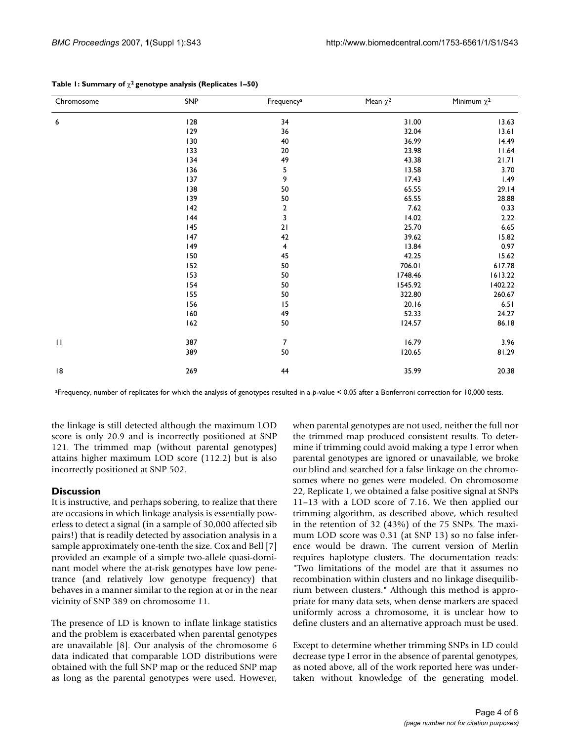**Table 1: Summary of $\chi^2$ genotype analysis (Replicates 1–50)**

| Chromosome | SNP | Frequency[a] | Mean $\chi^2$ | Minimum $\chi^2$ |
|---|---|---|---|---|
| 6 | 128 | 34 | 31.00 | 13.63 |
| | 129 | 36 | 32.04 | 13.61 |
| | 130 | 40 | 36.99 | 14.49 |
| | 133 | 20 | 23.98 | 11.64 |
| | 134 | 49 | 43.38 | 21.71 |
| | 136 | 5 | 13.58 | 3.70 |
| | 137 | 9 | 17.43 | 1.49 |
| | 138 | 50 | 65.55 | 29.14 |
| | 139 | 50 | 65.55 | 28.88 |
| | 142 | 2 | 7.62 | 0.33 |
| | 144 | 3 | 14.02 | 2.22 |
| | 145 | 21 | 25.70 | 6.65 |
| | 147 | 42 | 39.62 | 15.82 |
| | 149 | 4 | 13.84 | 0.97 |
| | 150 | 45 | 42.25 | 15.62 |
| | 152 | 50 | 706.01 | 617.78 |
| | 153 | 50 | 1748.46 | 1613.22 |
| | 154 | 50 | 1545.92 | 1402.22 |
| | 155 | 50 | 322.80 | 260.67 |
| | 156 | 15 | 20.16 | 6.51 |
| | 160 | 49 | 52.33 | 24.27 |
| | 162 | 50 | 124.57 | 86.18 |
| 11 | 387 | 7 | 16.79 | 3.96 |
| | 389 | 50 | 120.65 | 81.29 |
| 18 | 269 | 44 | 35.99 | 20.38 |

[a]Frequency, number of replicates for which the analysis of genotypes resulted in a $p$-value < 0.05 after a Bonferroni correction for 10,000 tests.

the linkage is still detected although the maximum LOD score is only 20.9 and is incorrectly positioned at SNP 121. The trimmed map (without parental genotypes) attains higher maximum LOD score (112.2) but is also incorrectly positioned at SNP 502.

## Discussion

It is instructive, and perhaps sobering, to realize that there are occasions in which linkage analysis is essentially powerless to detect a signal (in a sample of 30,000 affected sib pairs!) that is readily detected by association analysis in a sample approximately one-tenth the size. Cox and Bell [7] provided an example of a simple two-allele quasi-dominant model where the at-risk genotypes have low penetrance (and relatively low genotype frequency) that behaves in a manner similar to the region at or in the near vicinity of SNP 389 on chromosome 11.

The presence of LD is known to inflate linkage statistics and the problem is exacerbated when parental genotypes are unavailable [8]. Our analysis of the chromosome 6 data indicated that comparable LOD distributions were obtained with the full SNP map or the reduced SNP map as long as the parental genotypes were used. However, when parental genotypes are not used, neither the full nor the trimmed map produced consistent results. To determine if trimming could avoid making a type I error when parental genotypes are ignored or unavailable, we broke our blind and searched for a false linkage on the chromosomes where no genes were modeled. On chromosome 22, Replicate 1, we obtained a false positive signal at SNPs 11–13 with a LOD score of 7.16. We then applied our trimming algorithm, as described above, which resulted in the retention of 32 (43%) of the 75 SNPs. The maximum LOD score was 0.31 (at SNP 13) so no false inference would be drawn. The current version of Merlin requires haplotype clusters. The documentation reads: "Two limitations of the model are that it assumes no recombination within clusters and no linkage disequilibrium between clusters." Although this method is appropriate for many data sets, when dense markers are spaced uniformly across a chromosome, it is unclear how to define clusters and an alternative approach must be used.

Except to determine whether trimming SNPs in LD could decrease type I error in the absence of parental genotypes, as noted above, all of the work reported here was undertaken without knowledge of the generating model.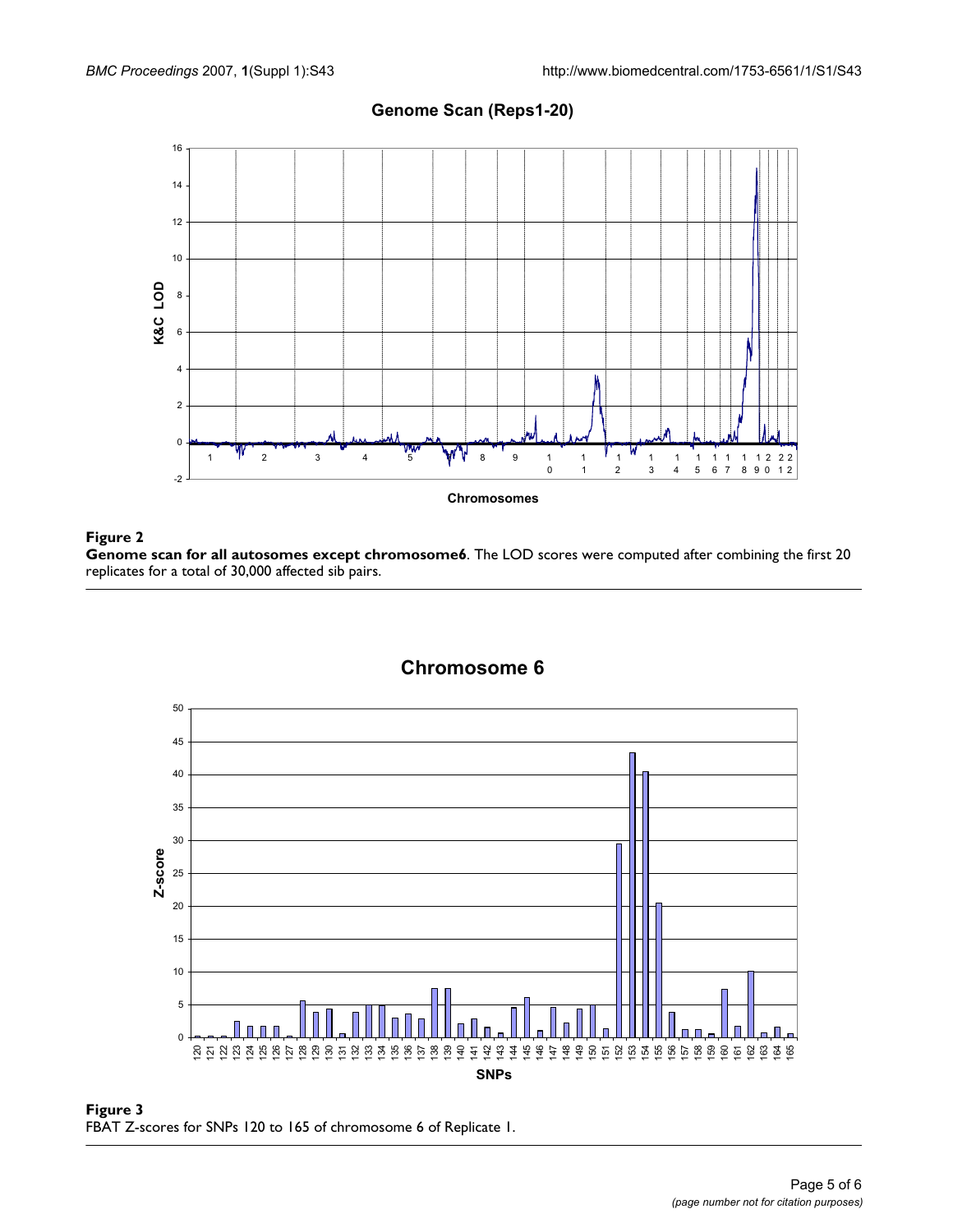**Figure 2**

**Genome scan for all autosomes except chromosome6**. The LOD scores were computed after combining the first 20 replicates for a total of 30,000 affected sib pairs.

**Figure 3**

FBAT Z-scores for SNPs 120 to 165 of chromosome 6 of Replicate 1.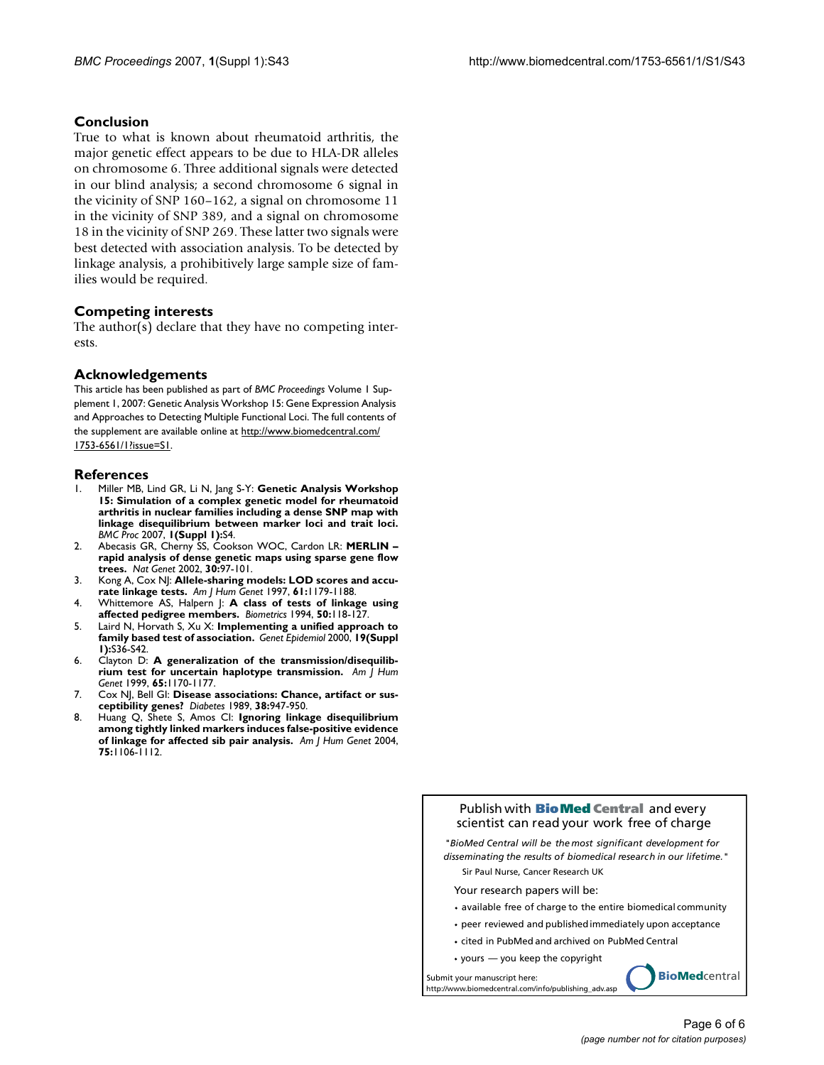## Conclusion

True to what is known about rheumatoid arthritis, the major genetic effect appears to be due to HLA-DR alleles on chromosome 6. Three additional signals were detected in our blind analysis; a second chromosome 6 signal in the vicinity of SNP 160–162, a signal on chromosome 11 in the vicinity of SNP 389, and a signal on chromosome 18 in the vicinity of SNP 269. These latter two signals were best detected with association analysis. To be detected by linkage analysis, a prohibitively large sample size of families would be required.

## Competing interests

The author(s) declare that they have no competing interests.

## Acknowledgements

This article has been published as part of *BMC Proceedings* Volume 1 Supplement 1, 2007: Genetic Analysis Workshop 15: Gene Expression Analysis and Approaches to Detecting Multiple Functional Loci. The full contents of the supplement are available online at http://www.biomedcentral.com/1753-6561/1?issue=S1.

## References

1. Miller MB, Lind GR, Li N, Jang S-Y: **Genetic Analysis Workshop 15: Simulation of a complex genetic model for rheumatoid arthritis in nuclear families including a dense SNP map with linkage disequilibrium between marker loci and trait loci.** *BMC Proc* 2007, **1(Suppl 1):**S4.
2. Abecasis GR, Cherny SS, Cookson WOC, Cardon LR: **MERLIN – rapid analysis of dense genetic maps using sparse gene flow trees.** *Nat Genet* 2002, **30:**97-101.
3. Kong A, Cox NJ: **Allele-sharing models: LOD scores and accurate linkage tests.** *Am J Hum Genet* 1997, **61:**1179-1188.
4. Whittemore AS, Halpern J: **A class of tests of linkage using affected pedigree members.** *Biometrics* 1994, **50:**118-127.
5. Laird N, Horvath S, Xu X: **Implementing a unified approach to family based test of association.** *Genet Epidemiol* 2000, **19(Suppl 1):**S36-S42.
6. Clayton D: **A generalization of the transmission/disequilibrium test for uncertain haplotype transmission.** *Am J Hum Genet* 1999, **65:**1170-1177.
7. Cox NJ, Bell GI: **Disease associations: Chance, artifact or susceptibility genes?** *Diabetes* 1989, **38:**947-950.
8. Huang Q, Shete S, Amos CI: **Ignoring linkage disequilibrium among tightly linked markers induces false-positive evidence of linkage for affected sib pair analysis.** *Am J Hum Genet* 2004, **75:**1106-1112.

Publish with **BioMed Central** and every scientist can read your work free of charge

*"BioMed Central will be the most significant development for disseminating the results of biomedical research in our lifetime."*

Sir Paul Nurse, Cancer Research UK

Your research papers will be:

- available free of charge to the entire biomedical community
- peer reviewed and published immediately upon acceptance
- cited in PubMed and archived on PubMed Central
- yours — you keep the copyright

Submit your manuscript here:
http://www.biomedcentral.com/info/publishing_adv.asp

**BioMed**central